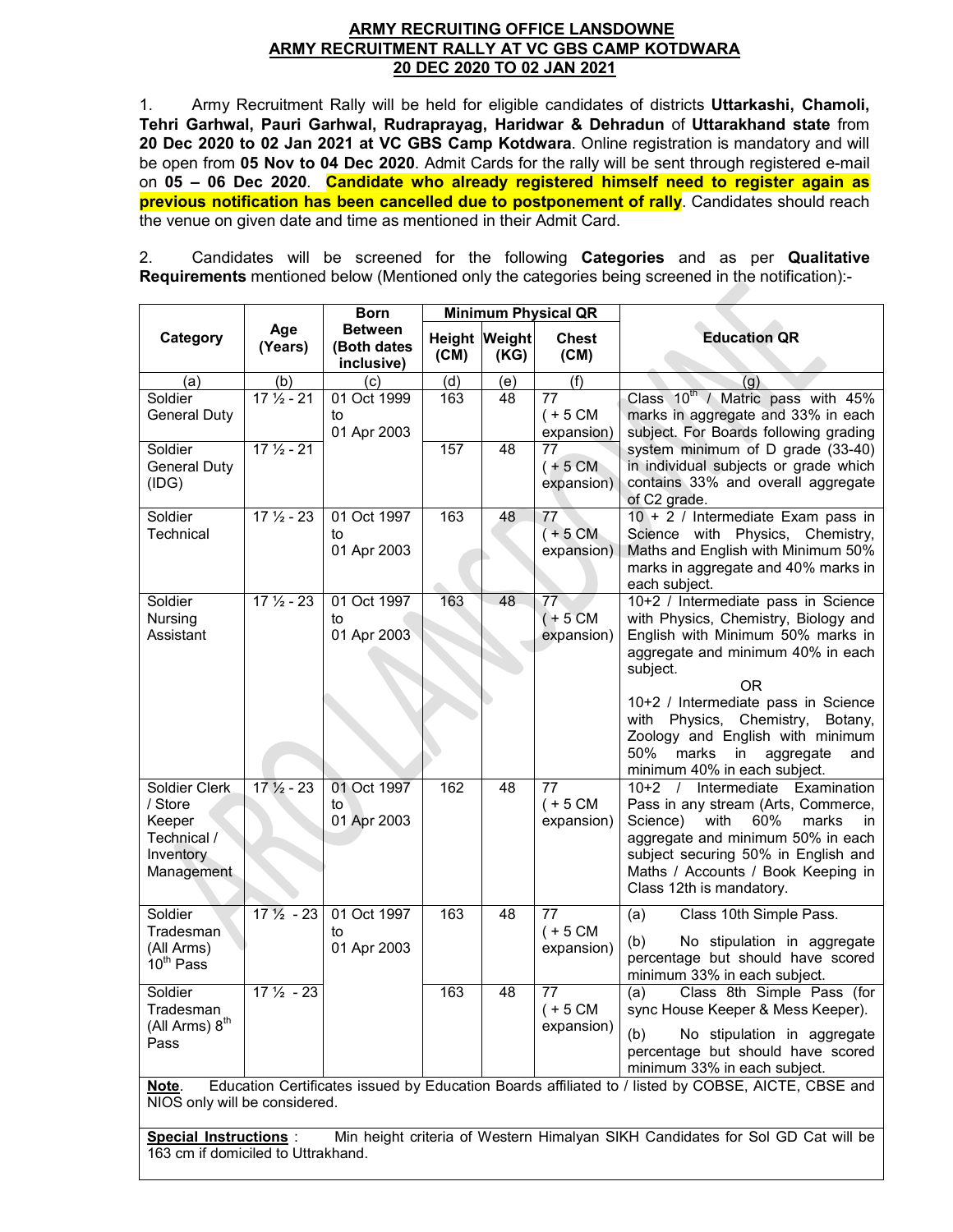**ARMY RECRUITING OFFICE LANSDOWNE**
**ARMY RECRUITMENT RALLY AT VC GBS CAMP KOTDWARA**
**20 DEC 2020 TO 02 JAN 2021**

1. Army Recruitment Rally will be held for eligible candidates of districts **Uttarkashi, Chamoli, Tehri Garhwal, Pauri Garhwal, Rudraprayag, Haridwar & Dehradun** of **Uttarakhand state** from **20 Dec 2020 to 02 Jan 2021 at VC GBS Camp Kotdwara**. Online registration is mandatory and will be open from **05 Nov to 04 Dec 2020**. Admit Cards for the rally will be sent through registered e-mail on **05 – 06 Dec 2020**. **Candidate who already registered himself need to register again as previous notification has been cancelled due to postponement of rally**. Candidates should reach the venue on given date and time as mentioned in their Admit Card.

2. Candidates will be screened for the following **Categories** and as per **Qualitative Requirements** mentioned below (Mentioned only the categories being screened in the notification):-

| Category | Age (Years) | Born Between (Both dates inclusive) | Minimum Physical QR | | | Education QR |
|---|---|---|---|---|---|---|
| | | | Height (CM) | Weight (KG) | Chest (CM) | |
| (a) | (b) | (c) | (d) | (e) | (f) | (g) |
| Soldier General Duty | 17 ½ - 21 | 01 Oct 1999 to 01 Apr 2003 | 163 | 48 | 77 ( + 5 CM expansion) | Class 10th / Matric pass with 45% marks in aggregate and 33% in each subject. For Boards following grading system minimum of D grade (33-40) in individual subjects or grade which contains 33% and overall aggregate of C2 grade. |
| Soldier General Duty (IDG) | 17 ½ - 21 | | 157 | 48 | 77 ( + 5 CM expansion) | |
| Soldier Technical | 17 ½ - 23 | 01 Oct 1997 to 01 Apr 2003 | 163 | 48 | 77 ( + 5 CM expansion) | 10 + 2 / Intermediate Exam pass in Science with Physics, Chemistry, Maths and English with Minimum 50% marks in aggregate and 40% marks in each subject. |
| Soldier Nursing Assistant | 17 ½ - 23 | 01 Oct 1997 to 01 Apr 2003 | 163 | 48 | 77 ( + 5 CM expansion) | 10+2 / Intermediate pass in Science with Physics, Chemistry, Biology and English with Minimum 50% marks in aggregate and minimum 40% in each subject. OR 10+2 / Intermediate pass in Science with Physics, Chemistry, Botany, Zoology and English with minimum 50% marks in aggregate and minimum 40% in each subject. |
| Soldier Clerk / Store Keeper Technical / Inventory Management | 17 ½ - 23 | 01 Oct 1997 to 01 Apr 2003 | 162 | 48 | 77 ( + 5 CM expansion) | 10+2 / Intermediate Examination Pass in any stream (Arts, Commerce, Science) with 60% marks in aggregate and minimum 50% in each subject securing 50% in English and Maths / Accounts / Book Keeping in Class 12th is mandatory. |
| Soldier Tradesman (All Arms) 10th Pass | 17 ½ - 23 | 01 Oct 1997 to 01 Apr 2003 | 163 | 48 | 77 ( + 5 CM expansion) | (a) Class 10th Simple Pass. (b) No stipulation in aggregate percentage but should have scored minimum 33% in each subject. |
| Soldier Tradesman (All Arms) 8th Pass | 17 ½ - 23 | | 163 | 48 | 77 ( + 5 CM expansion) | (a) Class 8th Simple Pass (for sync House Keeper & Mess Keeper). (b) No stipulation in aggregate percentage but should have scored minimum 33% in each subject. |

**Note**. Education Certificates issued by Education Boards affiliated to / listed by COBSE, AICTE, CBSE and NIOS only will be considered.

**Special Instructions** : Min height criteria of Western Himalyan SIKH Candidates for Sol GD Cat will be 163 cm if domiciled to Uttrakhand.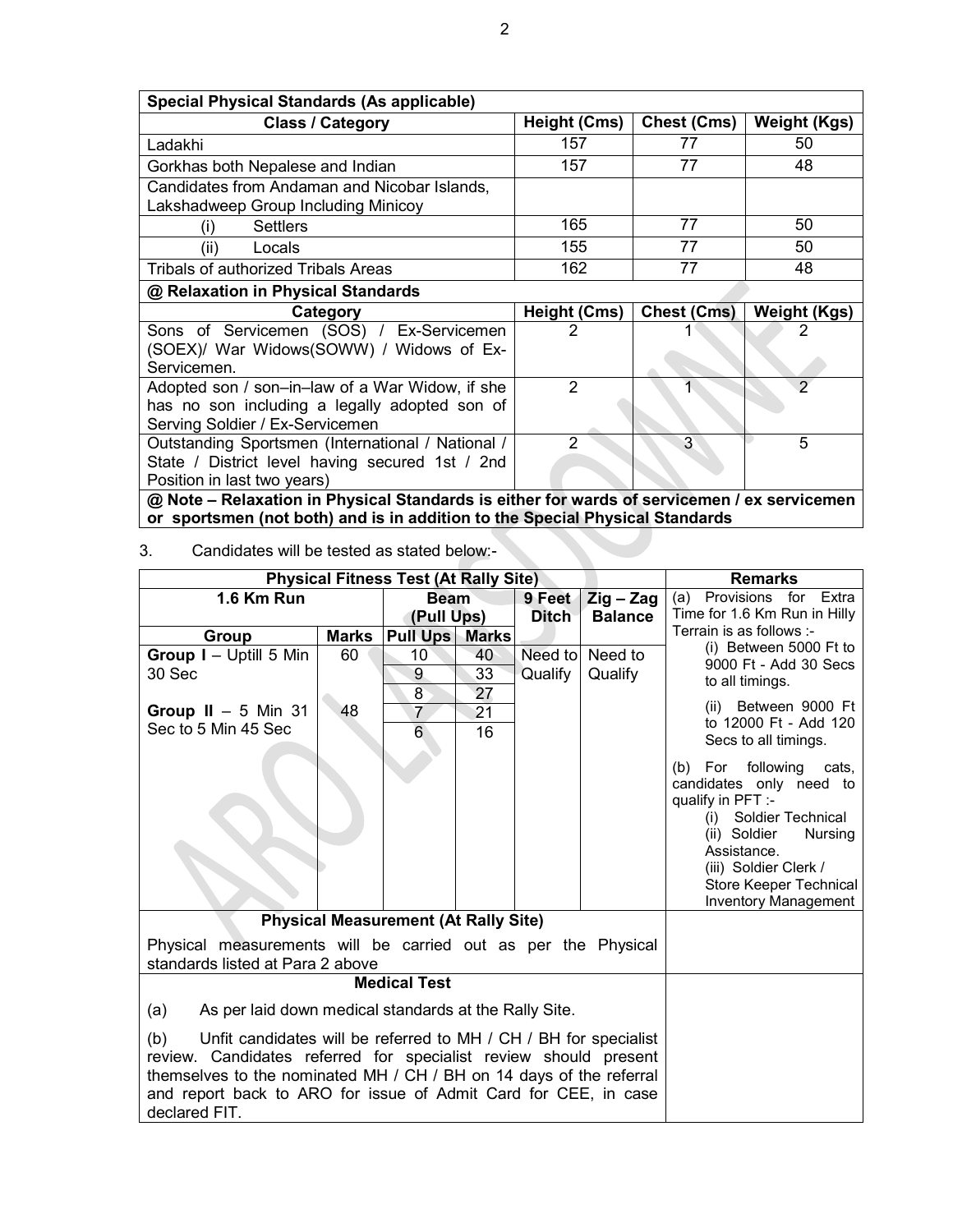| Special Physical Standards (As applicable) | | | |
|---|---|---|---|
| **Class / Category** | **Height (Cms)** | **Chest (Cms)** | **Weight (Kgs)** |
| Ladakhi | 157 | 77 | 50 |
| Gorkhas both Nepalese and Indian | 157 | 77 | 48 |
| Candidates from Andaman and Nicobar Islands, Lakshadweep Group Including Minicoy | | | |
| (i) Settlers | 165 | 77 | 50 |
| (ii) Locals | 155 | 77 | 50 |
| Tribals of authorized Tribals Areas | 162 | 77 | 48 |

| @ Relaxation in Physical Standards | | | |
|---|---|---|---|
| **Category** | **Height (Cms)** | **Chest (Cms)** | **Weight (Kgs)** |
| Sons of Servicemen (SOS) / Ex-Servicemen (SOEX)/ War Widows(SOWW) / Widows of Ex-Servicemen. | 2 | 1 | 2 |
| Adopted son / son–in–law of a War Widow, if she has no son including a legally adopted son of Serving Soldier / Ex-Servicemen | 2 | 1 | 2 |
| Outstanding Sportsmen (International / National / State / District level having secured 1st / 2nd Position in last two years) | 2 | 3 | 5 |
| **@ Note – Relaxation in Physical Standards is either for wards of servicemen / ex servicemen or sportsmen (not both) and is in addition to the Special Physical Standards** | | | |

3. Candidates will be tested as stated below:-

| **Physical Fitness Test (At Rally Site)** | | | | | | **Remarks** |
|---|---|---|---|---|---|---|
| **1.6 Km Run** | | **Beam (Pull Ups)** | | **9 Feet Ditch** | **Zig – Zag Balance** | (a) Provisions for Extra Time for 1.6 Km Run in Hilly Terrain is as follows :- (i) Between 5000 Ft to 9000 Ft - Add 30 Secs to all timings. (ii) Between 9000 Ft to 12000 Ft - Add 120 Secs to all timings. (b) For following cats, candidates only need to qualify in PFT :- (i) Soldier Technical (ii) Soldier Nursing Assistance. (iii) Soldier Clerk / Store Keeper Technical Inventory Management |
| **Group** | **Marks** | **Pull Ups** | **Marks** | | | |
| **Group I** – Uptill 5 Min 30 Sec | 60 | 10 | 40 | Need to Qualify | Need to Qualify | |
| | | 9 | 33 | | | |
| | | 8 | 27 | | | |
| **Group II** – 5 Min 31 Sec to 5 Min 45 Sec | 48 | 7 | 21 | | | |
| | | 6 | 16 | | | |
| **Physical Measurement (At Rally Site)** | | | | | | |
| Physical measurements will be carried out as per the Physical standards listed at Para 2 above | | | | | | |
| **Medical Test** | | | | | | |
| (a) As per laid down medical standards at the Rally Site. (b) Unfit candidates will be referred to MH / CH / BH for specialist review. Candidates referred for specialist review should present themselves to the nominated MH / CH / BH on 14 days of the referral and report back to ARO for issue of Admit Card for CEE, in case declared FIT. | | | | | | |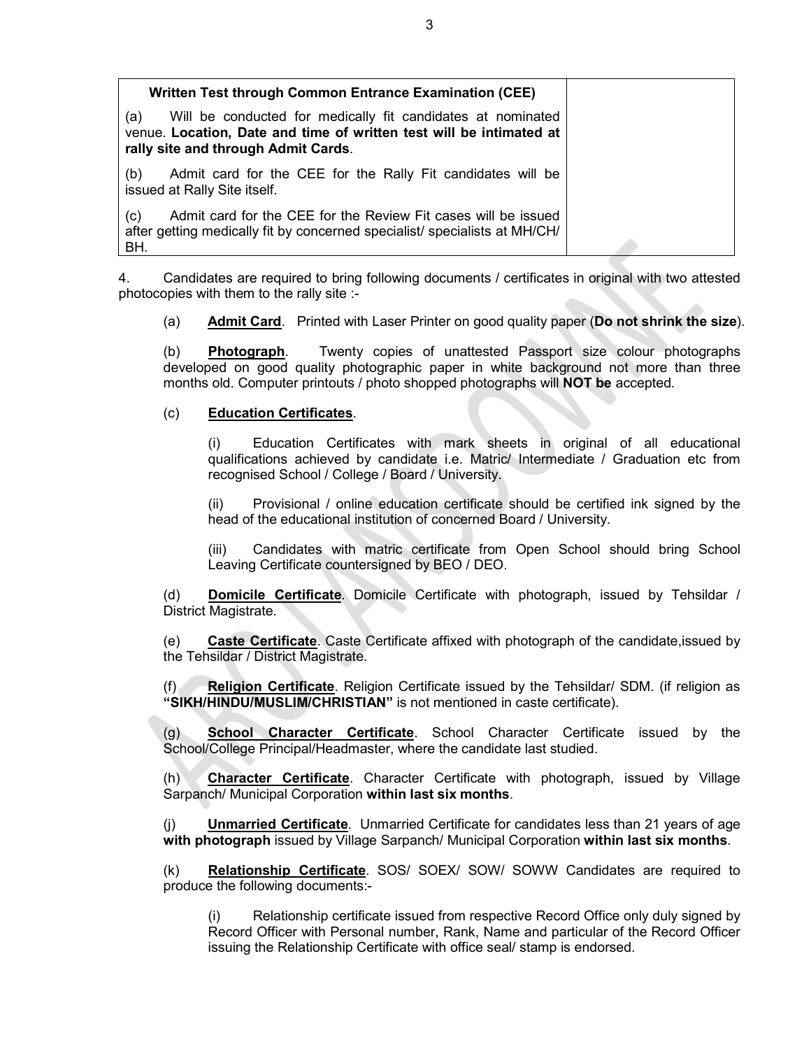| Written Test through Common Entrance Examination (CEE) | |
|---|---|
| (a) Will be conducted for medically fit candidates at nominated venue. **Location, Date and time of written test will be intimated at rally site and through Admit Cards**. | |
| (b) Admit card for the CEE for the Rally Fit candidates will be issued at Rally Site itself. | |
| (c) Admit card for the CEE for the Review Fit cases will be issued after getting medically fit by concerned specialist/ specialists at MH/CH/ BH. | |

4. Candidates are required to bring following documents / certificates in original with two attested photocopies with them to the rally site :-

(a) **Admit Card**. Printed with Laser Printer on good quality paper (**Do not shrink the size**).

(b) **Photograph**. Twenty copies of unattested Passport size colour photographs developed on good quality photographic paper in white background not more than three months old. Computer printouts / photo shopped photographs will **NOT be** accepted.

(c) **Education Certificates**.

(i) Education Certificates with mark sheets in original of all educational qualifications achieved by candidate i.e. Matric/ Intermediate / Graduation etc from recognised School / College / Board / University.

(ii) Provisional / online education certificate should be certified ink signed by the head of the educational institution of concerned Board / University.

(iii) Candidates with matric certificate from Open School should bring School Leaving Certificate countersigned by BEO / DEO.

(d) **Domicile Certificate**. Domicile Certificate with photograph, issued by Tehsildar / District Magistrate.

(e) **Caste Certificate**. Caste Certificate affixed with photograph of the candidate,issued by the Tehsildar / District Magistrate.

(f) **Religion Certificate**. Religion Certificate issued by the Tehsildar/ SDM. (if religion as **"SIKH/HINDU/MUSLIM/CHRISTIAN"** is not mentioned in caste certificate).

(g) **School Character Certificate**. School Character Certificate issued by the School/College Principal/Headmaster, where the candidate last studied.

(h) **Character Certificate**. Character Certificate with photograph, issued by Village Sarpanch/ Municipal Corporation **within last six months**.

(j) **Unmarried Certificate**. Unmarried Certificate for candidates less than 21 years of age **with photograph** issued by Village Sarpanch/ Municipal Corporation **within last six months**.

(k) **Relationship Certificate**. SOS/ SOEX/ SOW/ SOWW Candidates are required to produce the following documents:-

(i) Relationship certificate issued from respective Record Office only duly signed by Record Officer with Personal number, Rank, Name and particular of the Record Officer issuing the Relationship Certificate with office seal/ stamp is endorsed.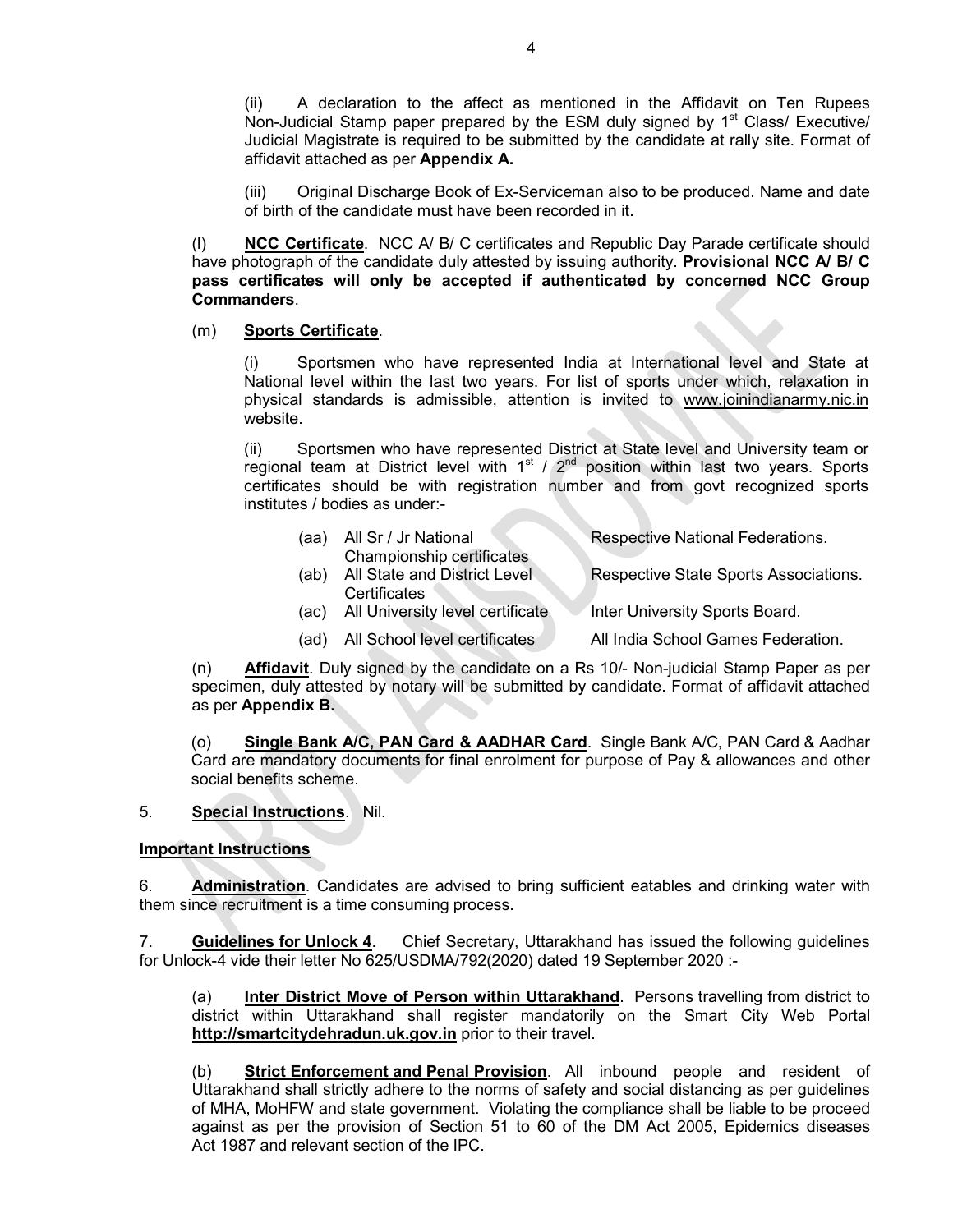(ii) A declaration to the affect as mentioned in the Affidavit on Ten Rupees Non-Judicial Stamp paper prepared by the ESM duly signed by 1st Class/ Executive/ Judicial Magistrate is required to be submitted by the candidate at rally site. Format of affidavit attached as per **Appendix A.**

(iii) Original Discharge Book of Ex-Serviceman also to be produced. Name and date of birth of the candidate must have been recorded in it.

(l) **NCC Certificate**. NCC A/ B/ C certificates and Republic Day Parade certificate should have photograph of the candidate duly attested by issuing authority. **Provisional NCC A/ B/ C pass certificates will only be accepted if authenticated by concerned NCC Group Commanders**.

(m) **Sports Certificate**.

(i) Sportsmen who have represented India at International level and State at National level within the last two years. For list of sports under which, relaxation in physical standards is admissible, attention is invited to www.joinindianarmy.nic.in website.

(ii) Sportsmen who have represented District at State level and University team or regional team at District level with 1st / 2nd position within last two years. Sports certificates should be with registration number and from govt recognized sports institutes / bodies as under:-

| | | |
|---|---|---|
| (aa) | All Sr / Jr National Championship certificates | Respective National Federations. |
| (ab) | All State and District Level Certificates | Respective State Sports Associations. |
| (ac) | All University level certificate | Inter University Sports Board. |
| (ad) | All School level certificates | All India School Games Federation. |

(n) **Affidavit**. Duly signed by the candidate on a Rs 10/- Non-judicial Stamp Paper as per specimen, duly attested by notary will be submitted by candidate. Format of affidavit attached as per **Appendix B.**

(o) **Single Bank A/C, PAN Card & AADHAR Card**. Single Bank A/C, PAN Card & Aadhar Card are mandatory documents for final enrolment for purpose of Pay & allowances and other social benefits scheme.

5. **Special Instructions**. Nil.

**Important Instructions**

6. **Administration**. Candidates are advised to bring sufficient eatables and drinking water with them since recruitment is a time consuming process.

7. **Guidelines for Unlock 4**. Chief Secretary, Uttarakhand has issued the following guidelines for Unlock-4 vide their letter No 625/USDMA/792(2020) dated 19 September 2020 :-

(a) **Inter District Move of Person within Uttarakhand**. Persons travelling from district to district within Uttarakhand shall register mandatorily on the Smart City Web Portal **http://smartcitydehradun.uk.gov.in** prior to their travel.

(b) **Strict Enforcement and Penal Provision**. All inbound people and resident of Uttarakhand shall strictly adhere to the norms of safety and social distancing as per guidelines of MHA, MoHFW and state government. Violating the compliance shall be liable to be proceed against as per the provision of Section 51 to 60 of the DM Act 2005, Epidemics diseases Act 1987 and relevant section of the IPC.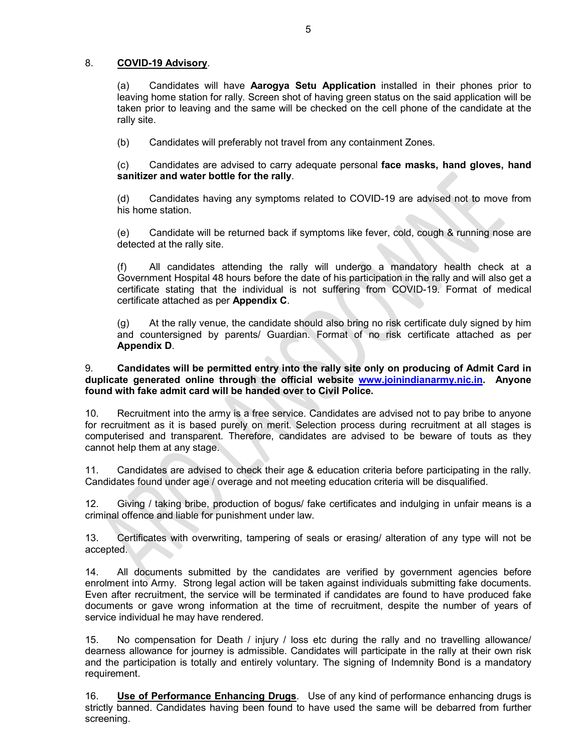8. **<u>COVID-19 Advisory</u>**.

(a) Candidates will have **Aarogya Setu Application** installed in their phones prior to leaving home station for rally. Screen shot of having green status on the said application will be taken prior to leaving and the same will be checked on the cell phone of the candidate at the rally site.

(b) Candidates will preferably not travel from any containment Zones.

(c) Candidates are advised to carry adequate personal **face masks, hand gloves, hand sanitizer and water bottle for the rally**.

(d) Candidates having any symptoms related to COVID-19 are advised not to move from his home station.

(e) Candidate will be returned back if symptoms like fever, cold, cough & running nose are detected at the rally site.

(f) All candidates attending the rally will undergo a mandatory health check at a Government Hospital 48 hours before the date of his participation in the rally and will also get a certificate stating that the individual is not suffering from COVID-19. Format of medical certificate attached as per **Appendix C**.

(g) At the rally venue, the candidate should also bring no risk certificate duly signed by him and countersigned by parents/ Guardian. Format of no risk certificate attached as per **Appendix D**.

9. **Candidates will be permitted entry into the rally site only on producing of Admit Card in duplicate generated online through the official website www.joinindianarmy.nic.in. Anyone found with fake admit card will be handed over to Civil Police.**

10. Recruitment into the army is a free service. Candidates are advised not to pay bribe to anyone for recruitment as it is based purely on merit. Selection process during recruitment at all stages is computerised and transparent. Therefore, candidates are advised to be beware of touts as they cannot help them at any stage.

11. Candidates are advised to check their age & education criteria before participating in the rally. Candidates found under age / overage and not meeting education criteria will be disqualified.

12. Giving / taking bribe, production of bogus/ fake certificates and indulging in unfair means is a criminal offence and liable for punishment under law.

13. Certificates with overwriting, tampering of seals or erasing/ alteration of any type will not be accepted.

14. All documents submitted by the candidates are verified by government agencies before enrolment into Army. Strong legal action will be taken against individuals submitting fake documents. Even after recruitment, the service will be terminated if candidates are found to have produced fake documents or gave wrong information at the time of recruitment, despite the number of years of service individual he may have rendered.

15. No compensation for Death / injury / loss etc during the rally and no travelling allowance/ dearness allowance for journey is admissible. Candidates will participate in the rally at their own risk and the participation is totally and entirely voluntary. The signing of Indemnity Bond is a mandatory requirement.

16. **<u>Use of Performance Enhancing Drugs</u>**. Use of any kind of performance enhancing drugs is strictly banned. Candidates having been found to have used the same will be debarred from further screening.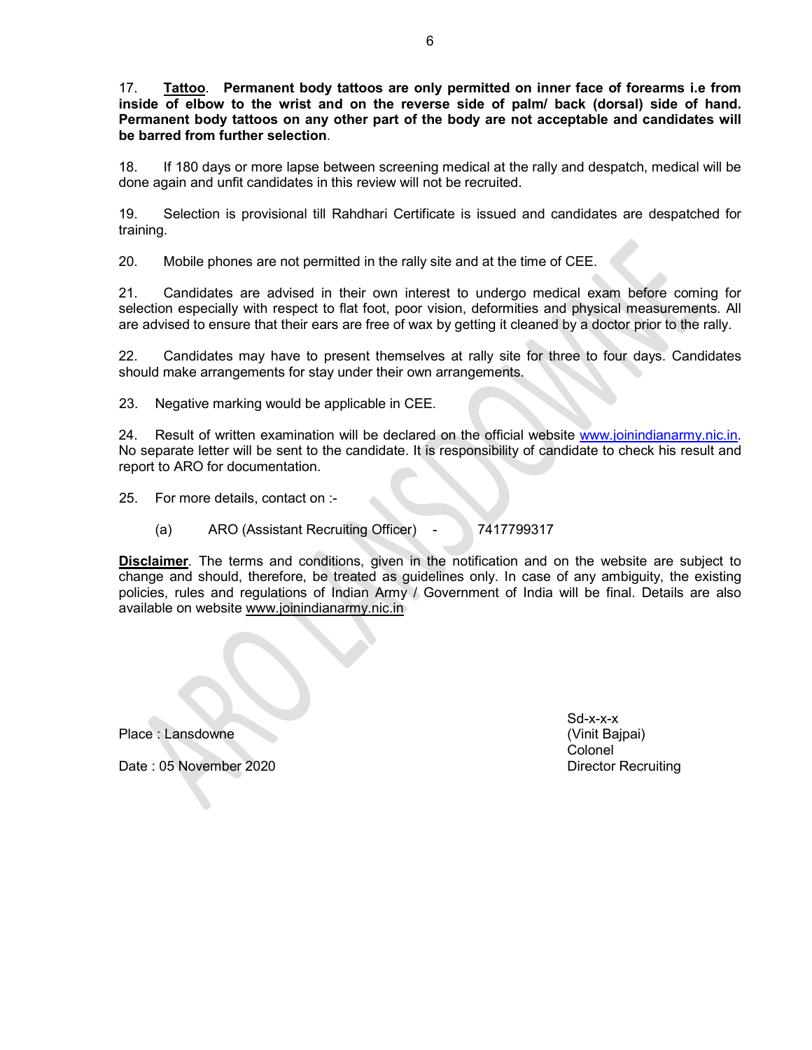17. **<u>Tattoo</u>**. **Permanent body tattoos are only permitted on inner face of forearms i.e from inside of elbow to the wrist and on the reverse side of palm/ back (dorsal) side of hand. Permanent body tattoos on any other part of the body are not acceptable and candidates will be barred from further selection**.

18. If 180 days or more lapse between screening medical at the rally and despatch, medical will be done again and unfit candidates in this review will not be recruited.

19. Selection is provisional till Rahdhari Certificate is issued and candidates are despatched for training.

20. Mobile phones are not permitted in the rally site and at the time of CEE.

21. Candidates are advised in their own interest to undergo medical exam before coming for selection especially with respect to flat foot, poor vision, deformities and physical measurements. All are advised to ensure that their ears are free of wax by getting it cleaned by a doctor prior to the rally.

22. Candidates may have to present themselves at rally site for three to four days. Candidates should make arrangements for stay under their own arrangements.

23. Negative marking would be applicable in CEE.

24. Result of written examination will be declared on the official website www.joinindianarmy.nic.in. No separate letter will be sent to the candidate. It is responsibility of candidate to check his result and report to ARO for documentation.

25. For more details, contact on :-

(a) ARO (Assistant Recruiting Officer) - 7417799317

**<u>Disclaimer</u>**. The terms and conditions, given in the notification and on the website are subject to change and should, therefore, be treated as guidelines only. In case of any ambiguity, the existing policies, rules and regulations of Indian Army / Government of India will be final. Details are also available on website www.joinindianarmy.nic.in

Sd-x-x-x
(Vinit Bajpai)
Colonel
Director Recruiting

Place : Lansdowne

Date : 05 November 2020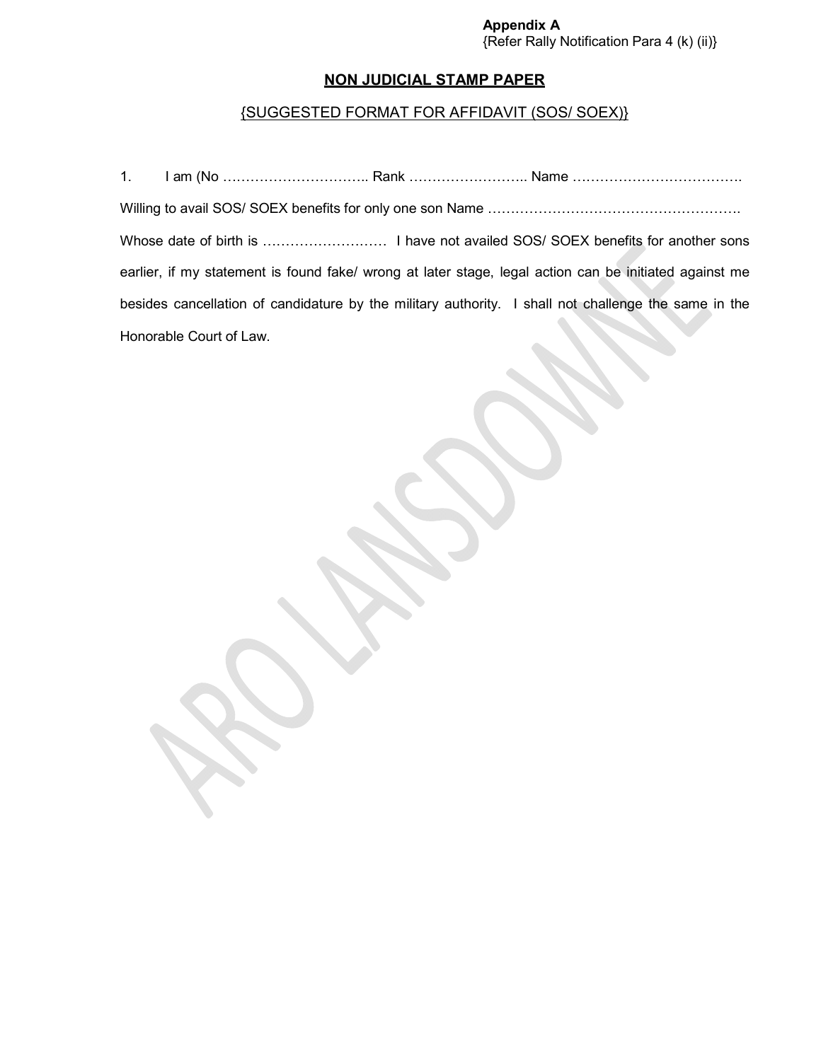**Appendix A**
{Refer Rally Notification Para 4 (k) (ii)}

## NON JUDICIAL STAMP PAPER

{SUGGESTED FORMAT FOR AFFIDAVIT (SOS/ SOEX)}

1. I am (No ………………………….. Rank …………………….. Name ………………………………. Willing to avail SOS/ SOEX benefits for only one son Name ………………………………………………. Whose date of birth is ……………………… I have not availed SOS/ SOEX benefits for another sons earlier, if my statement is found fake/ wrong at later stage, legal action can be initiated against me besides cancellation of candidature by the military authority. I shall not challenge the same in the Honorable Court of Law.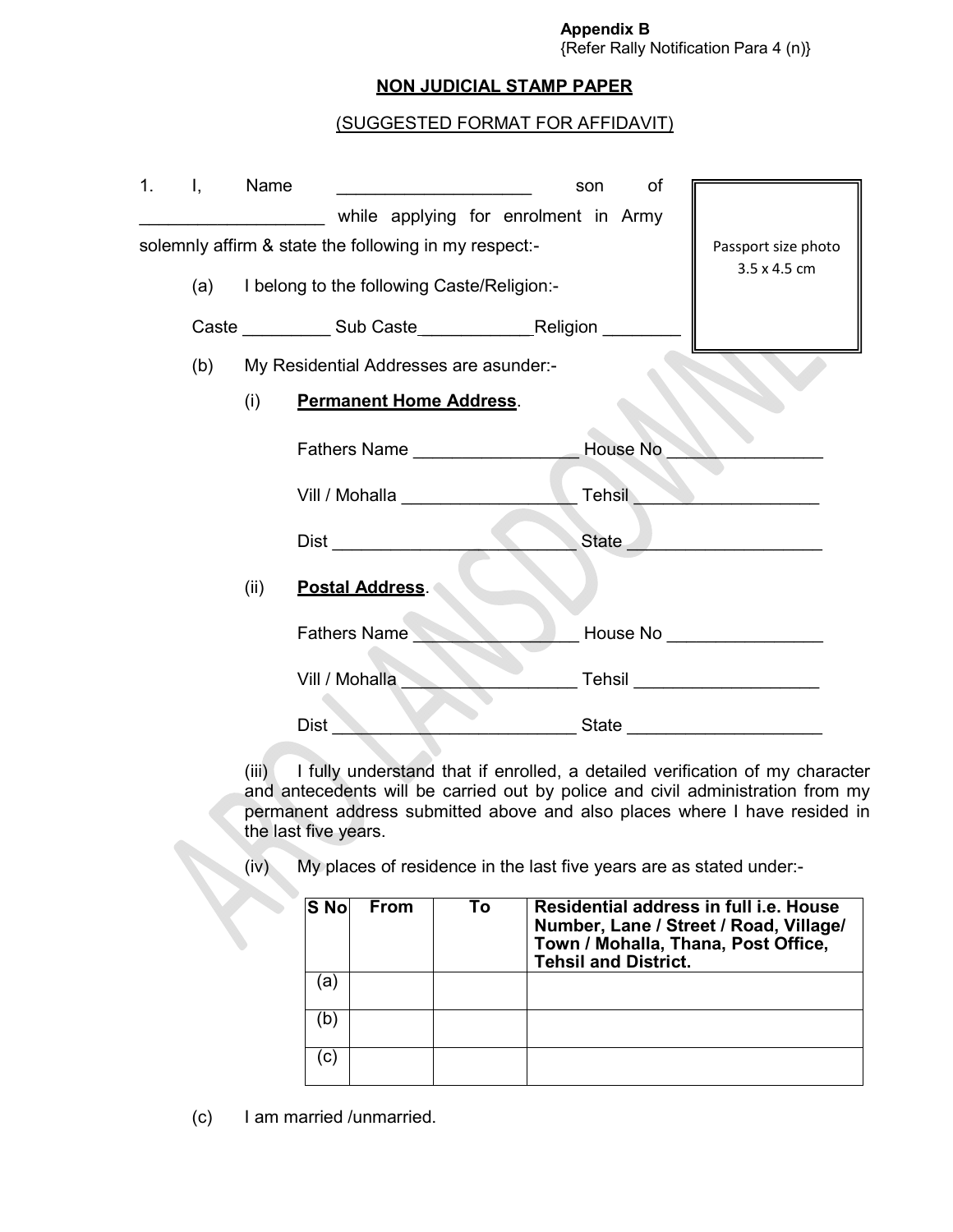**Appendix B**
{Refer Rally Notification Para 4 (n)}

## NON JUDICIAL STAMP PAPER

(SUGGESTED FORMAT FOR AFFIDAVIT)

Passport size photo 3.5 x 4.5 cm

1. I, Name ____________________ son of ____________________ while applying for enrolment in Army solemnly affirm & state the following in my respect:-

   (a) I belong to the following Caste/Religion:-

   Caste _________ Sub Caste____________Religion ________

   (b) My Residential Addresses are asunder:-

   (i) **Permanent Home Address**.

   Fathers Name ________________ House No ________________

   Vill / Mohalla _________________ Tehsil ___________________

   Dist _________________________ State ____________________

   (ii) **Postal Address**.

   Fathers Name ________________ House No ________________

   Vill / Mohalla _________________ Tehsil ___________________

   Dist _________________________ State ____________________

   (iii) I fully understand that if enrolled, a detailed verification of my character and antecedents will be carried out by police and civil administration from my permanent address submitted above and also places where I have resided in the last five years.

   (iv) My places of residence in the last five years are as stated under:-

| S No | From | To | Residential address in full i.e. House Number, Lane / Street / Road, Village/ Town / Mohalla, Thana, Post Office, Tehsil and District. |
|---|---|---|---|
| (a) | | | |
| (b) | | | |
| (c) | | | |

   (c) I am married /unmarried.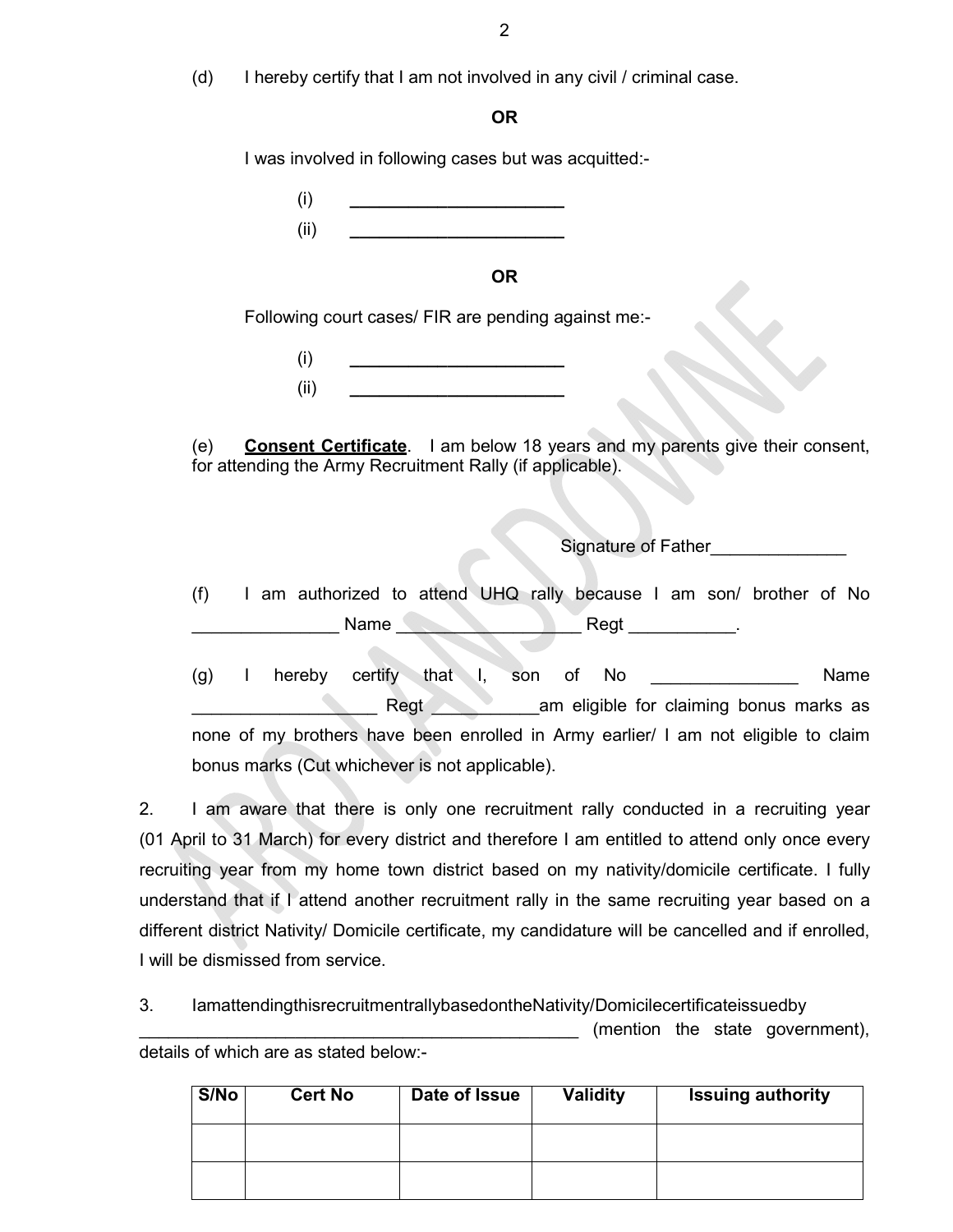(d) I hereby certify that I am not involved in any civil / criminal case.

**OR**

I was involved in following cases but was acquitted:-

(i) _______________________

(ii) _______________________

**OR**

Following court cases/ FIR are pending against me:-

(i) _______________________

(ii) _______________________

(e) **Consent Certificate**. I am below 18 years and my parents give their consent, for attending the Army Recruitment Rally (if applicable).

Signature of Father______________

(f) I am authorized to attend UHQ rally because I am son/ brother of No _______________ Name _________________ Regt ___________.

(g) I hereby certify that I, son of No _______________ Name ___________________ Regt ____________am eligible for claiming bonus marks as none of my brothers have been enrolled in Army earlier/ I am not eligible to claim bonus marks (Cut whichever is not applicable).

2. I am aware that there is only one recruitment rally conducted in a recruiting year (01 April to 31 March) for every district and therefore I am entitled to attend only once every recruiting year from my home town district based on my nativity/domicile certificate. I fully understand that if I attend another recruitment rally in the same recruiting year based on a different district Nativity/ Domicile certificate, my candidature will be cancelled and if enrolled, I will be dismissed from service.

3. IamattendingthisrecruitmentrallybasedontheNativity/Domicilecertificateissuedby ______________________________________________ (mention the state government), details of which are as stated below:-

| S/No | Cert No | Date of Issue | Validity | Issuing authority |
|---|---|---|---|---|
| | | | | |
| | | | | |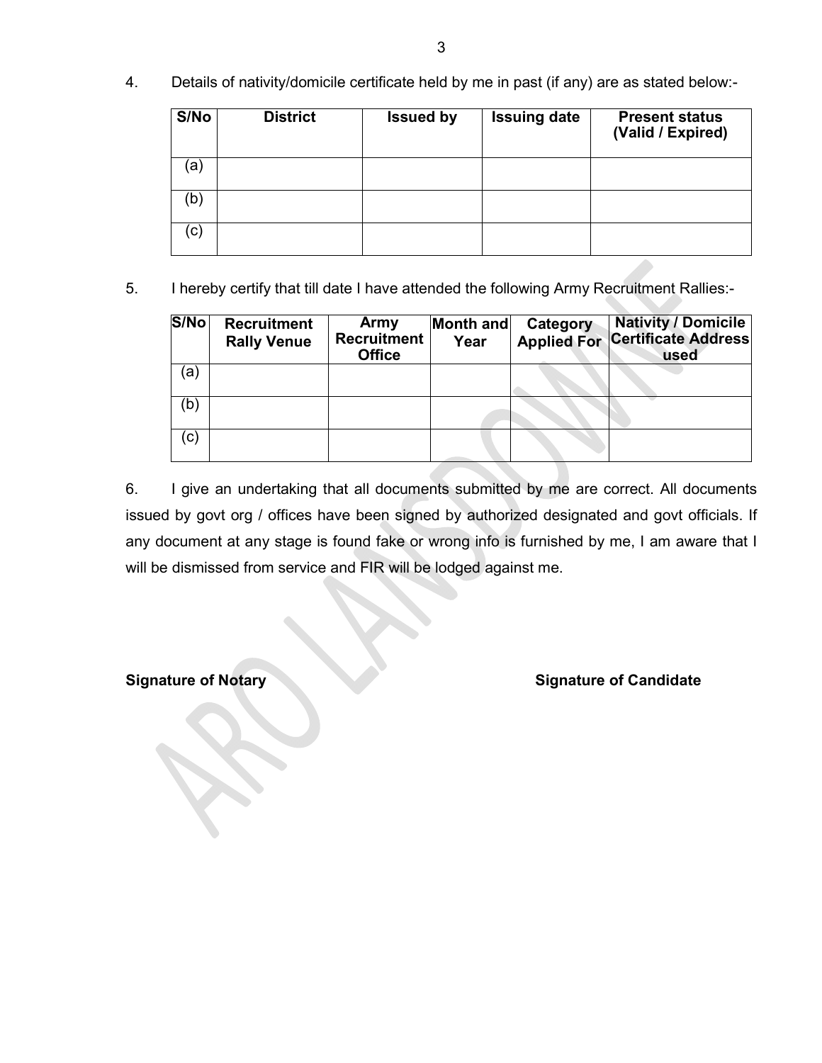4. Details of nativity/domicile certificate held by me in past (if any) are as stated below:-

| S/No | District | Issued by | Issuing date | Present status (Valid / Expired) |
|---|---|---|---|---|
| (a) | | | | |
| (b) | | | | |
| (c) | | | | |

5. I hereby certify that till date I have attended the following Army Recruitment Rallies:-

| S/No | Recruitment Rally Venue | Army Recruitment Office | Month and Year | Category Applied For | Nativity / Domicile Certificate Address used |
|---|---|---|---|---|---|
| (a) | | | | | |
| (b) | | | | | |
| (c) | | | | | |

6. I give an undertaking that all documents submitted by me are correct. All documents issued by govt org / offices have been signed by authorized designated and govt officials. If any document at any stage is found fake or wrong info is furnished by me, I am aware that I will be dismissed from service and FIR will be lodged against me.

**Signature of Notary** **Signature of Candidate**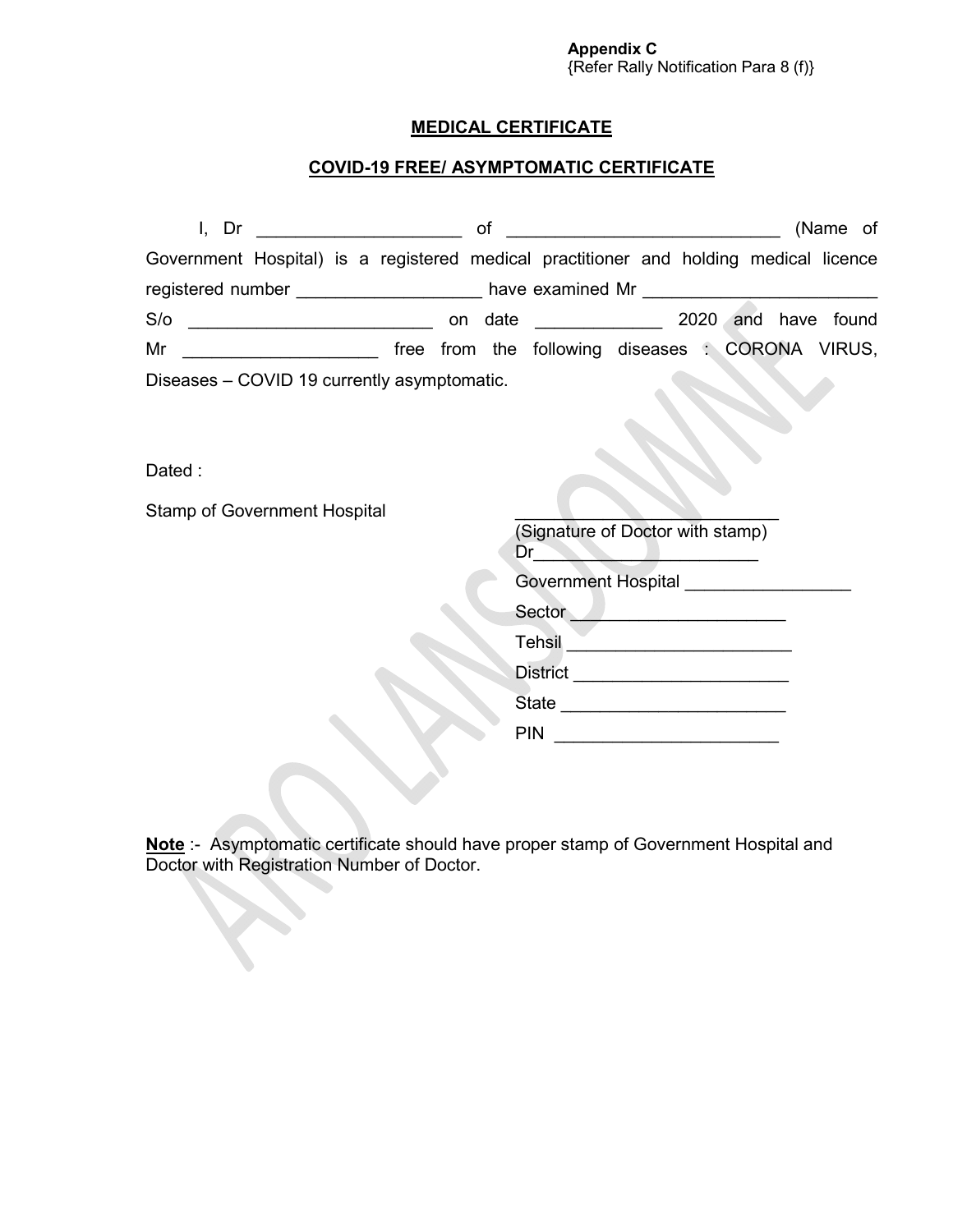**Appendix C**
{Refer Rally Notification Para 8 (f)}

## MEDICAL CERTIFICATE

## COVID-19 FREE/ ASYMPTOMATIC CERTIFICATE

I, Dr _____________________ of ____________________________ (Name of Government Hospital) is a registered medical practitioner and holding medical licence registered number ___________________ have examined Mr ________________________ S/o _________________________ on date _____________ 2020 and have found Mr ____________________ free from the following diseases : CORONA VIRUS, Diseases – COVID 19 currently asymptomatic.

Dated :

Stamp of Government Hospital

____________________________
(Signature of Doctor with stamp)
Dr________________________
Government Hospital _________________
Sector _______________________
Tehsil ________________________
District ______________________
State _______________________
PIN _______________________

**Note** :- Asymptomatic certificate should have proper stamp of Government Hospital and Doctor with Registration Number of Doctor.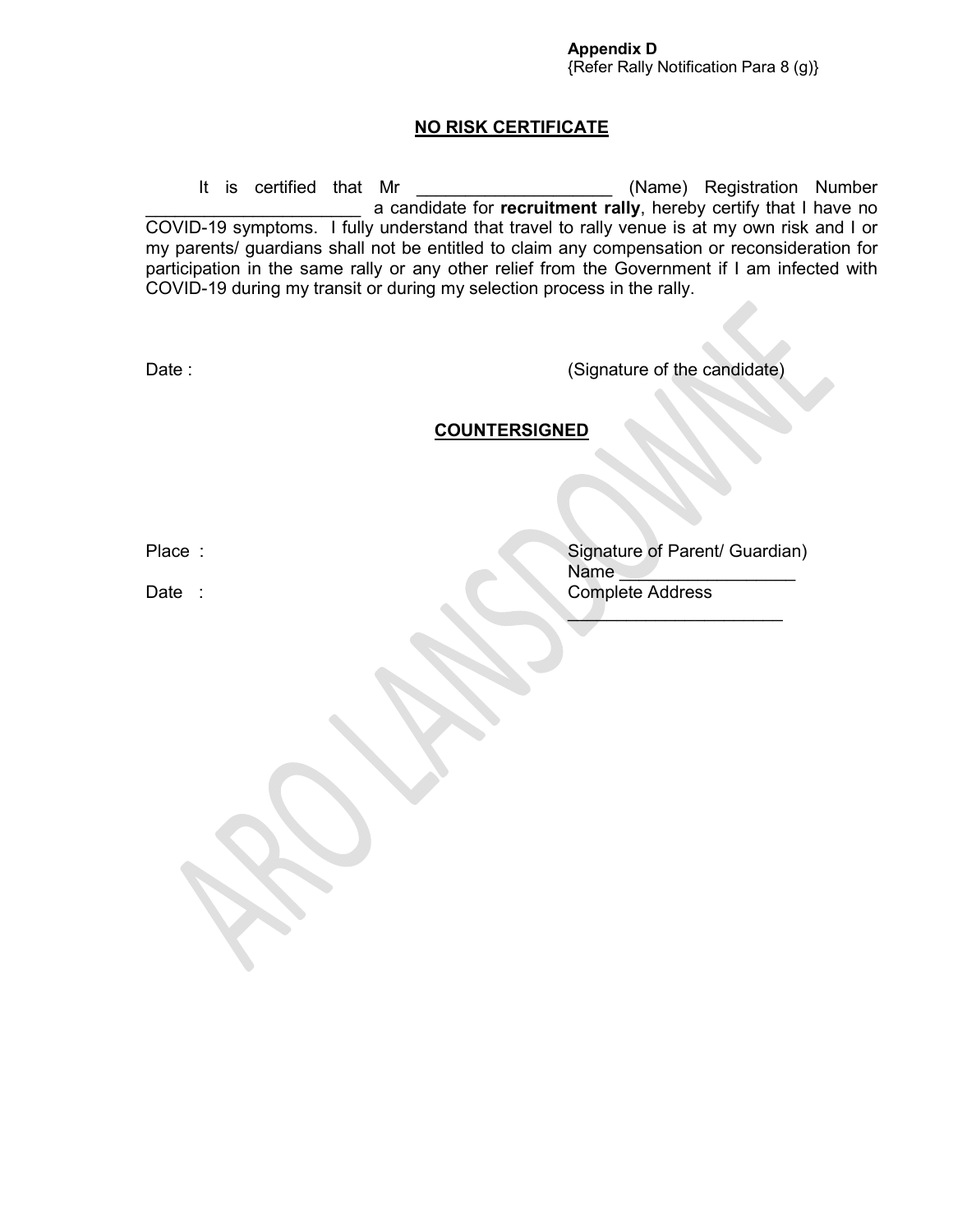**Appendix D**
{Refer Rally Notification Para 8 (g)}

## NO RISK CERTIFICATE

It is certified that Mr ____________________ (Name) Registration Number ______________________ a candidate for **recruitment rally**, hereby certify that I have no COVID-19 symptoms. I fully understand that travel to rally venue is at my own risk and I or my parents/ guardians shall not be entitled to claim any compensation or reconsideration for participation in the same rally or any other relief from the Government if I am infected with COVID-19 during my transit or during my selection process in the rally.

Date : (Signature of the candidate)

## COUNTERSIGNED

Place : Signature of Parent/ Guardian)

Name __________________

Date : Complete Address

_______________________